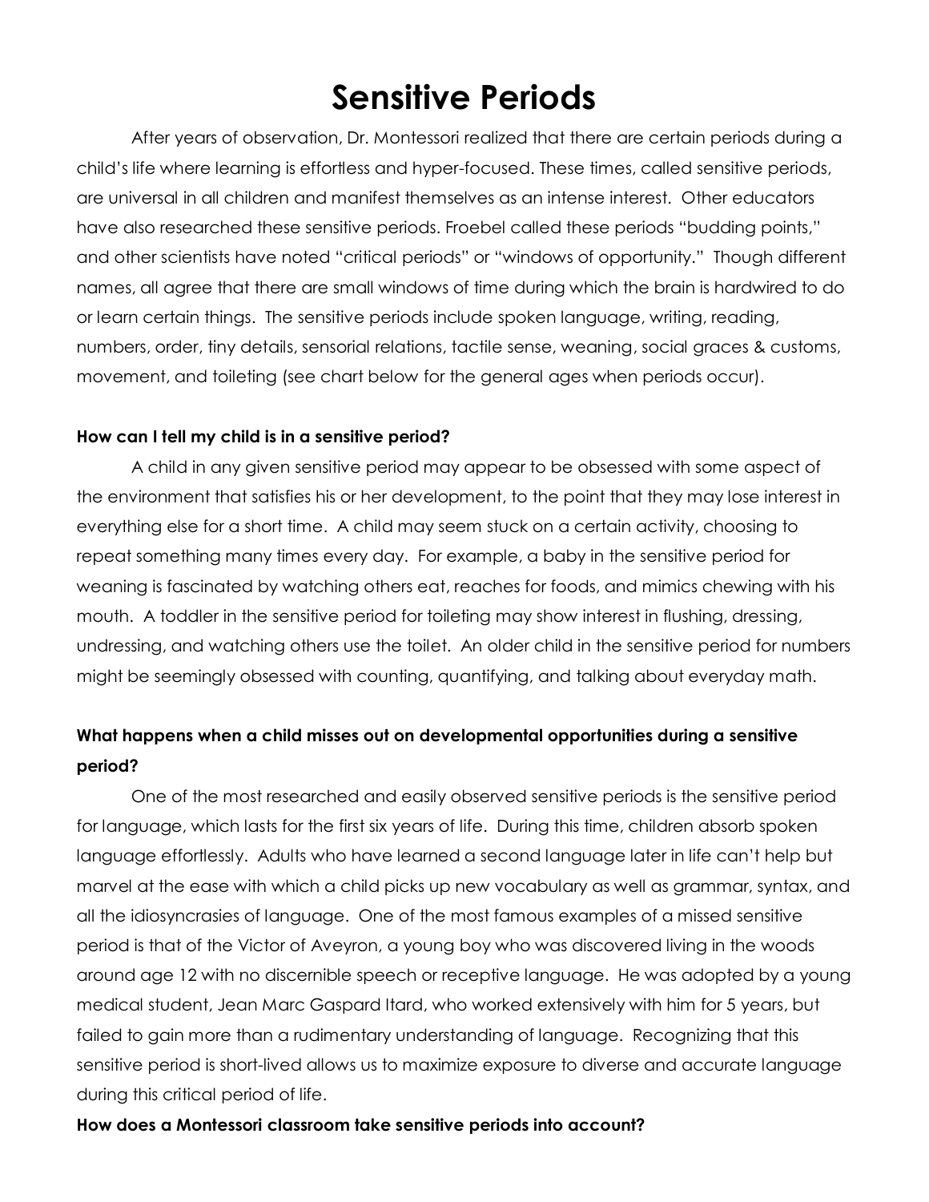# Sensitive Periods

After years of observation, Dr. Montessori realized that there are certain periods during a child's life where learning is effortless and hyper-focused. These times, called sensitive periods, are universal in all children and manifest themselves as an intense interest. Other educators have also researched these sensitive periods. Froebel called these periods "budding points," and other scientists have noted "critical periods" or "windows of opportunity." Though different names, all agree that there are small windows of time during which the brain is hardwired to do or learn certain things. The sensitive periods include spoken language, writing, reading, numbers, order, tiny details, sensorial relations, tactile sense, weaning, social graces & customs, movement, and toileting (see chart below for the general ages when periods occur).

**How can I tell my child is in a sensitive period?**

A child in any given sensitive period may appear to be obsessed with some aspect of the environment that satisfies his or her development, to the point that they may lose interest in everything else for a short time. A child may seem stuck on a certain activity, choosing to repeat something many times every day. For example, a baby in the sensitive period for weaning is fascinated by watching others eat, reaches for foods, and mimics chewing with his mouth. A toddler in the sensitive period for toileting may show interest in flushing, dressing, undressing, and watching others use the toilet. An older child in the sensitive period for numbers might be seemingly obsessed with counting, quantifying, and talking about everyday math.

**What happens when a child misses out on developmental opportunities during a sensitive period?**

One of the most researched and easily observed sensitive periods is the sensitive period for language, which lasts for the first six years of life. During this time, children absorb spoken language effortlessly. Adults who have learned a second language later in life can't help but marvel at the ease with which a child picks up new vocabulary as well as grammar, syntax, and all the idiosyncrasies of language. One of the most famous examples of a missed sensitive period is that of the Victor of Aveyron, a young boy who was discovered living in the woods around age 12 with no discernible speech or receptive language. He was adopted by a young medical student, Jean Marc Gaspard Itard, who worked extensively with him for 5 years, but failed to gain more than a rudimentary understanding of language. Recognizing that this sensitive period is short-lived allows us to maximize exposure to diverse and accurate language during this critical period of life.

**How does a Montessori classroom take sensitive periods into account?**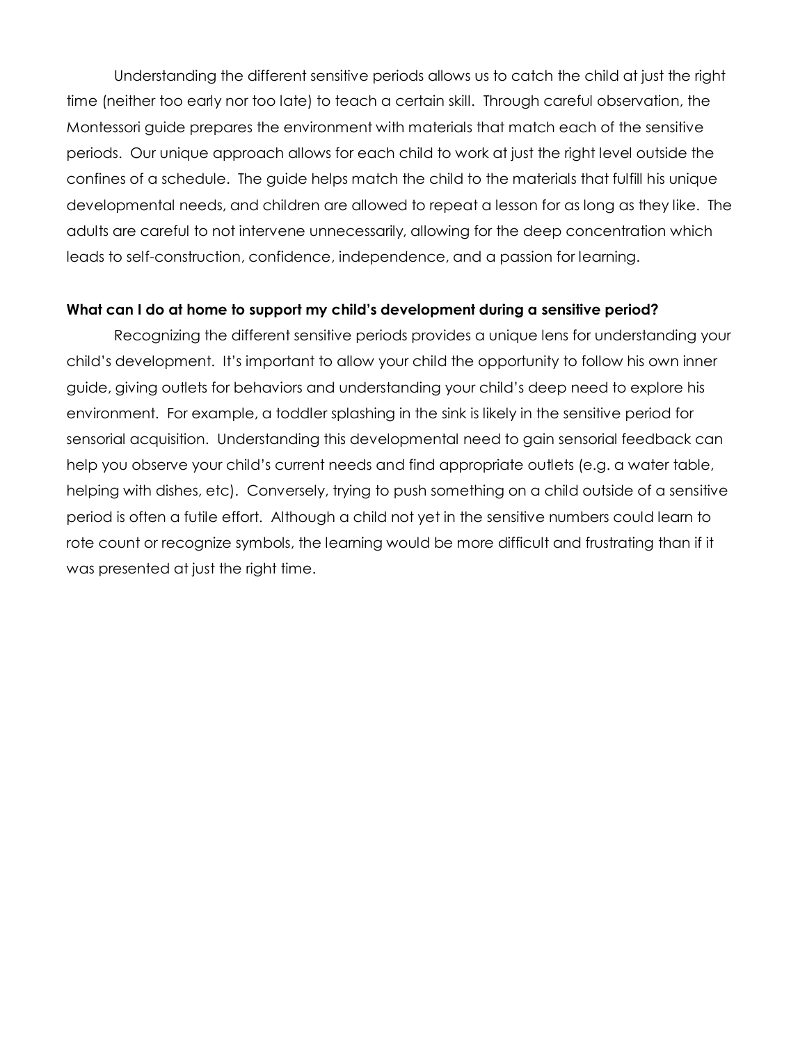Understanding the different sensitive periods allows us to catch the child at just the right time (neither too early nor too late) to teach a certain skill. Through careful observation, the Montessori guide prepares the environment with materials that match each of the sensitive periods. Our unique approach allows for each child to work at just the right level outside the confines of a schedule. The guide helps match the child to the materials that fulfill his unique developmental needs, and children are allowed to repeat a lesson for as long as they like. The adults are careful to not intervene unnecessarily, allowing for the deep concentration which leads to self-construction, confidence, independence, and a passion for learning.

**What can I do at home to support my child's development during a sensitive period?**

Recognizing the different sensitive periods provides a unique lens for understanding your child's development. It's important to allow your child the opportunity to follow his own inner guide, giving outlets for behaviors and understanding your child's deep need to explore his environment. For example, a toddler splashing in the sink is likely in the sensitive period for sensorial acquisition. Understanding this developmental need to gain sensorial feedback can help you observe your child's current needs and find appropriate outlets (e.g. a water table, helping with dishes, etc). Conversely, trying to push something on a child outside of a sensitive period is often a futile effort. Although a child not yet in the sensitive numbers could learn to rote count or recognize symbols, the learning would be more difficult and frustrating than if it was presented at just the right time.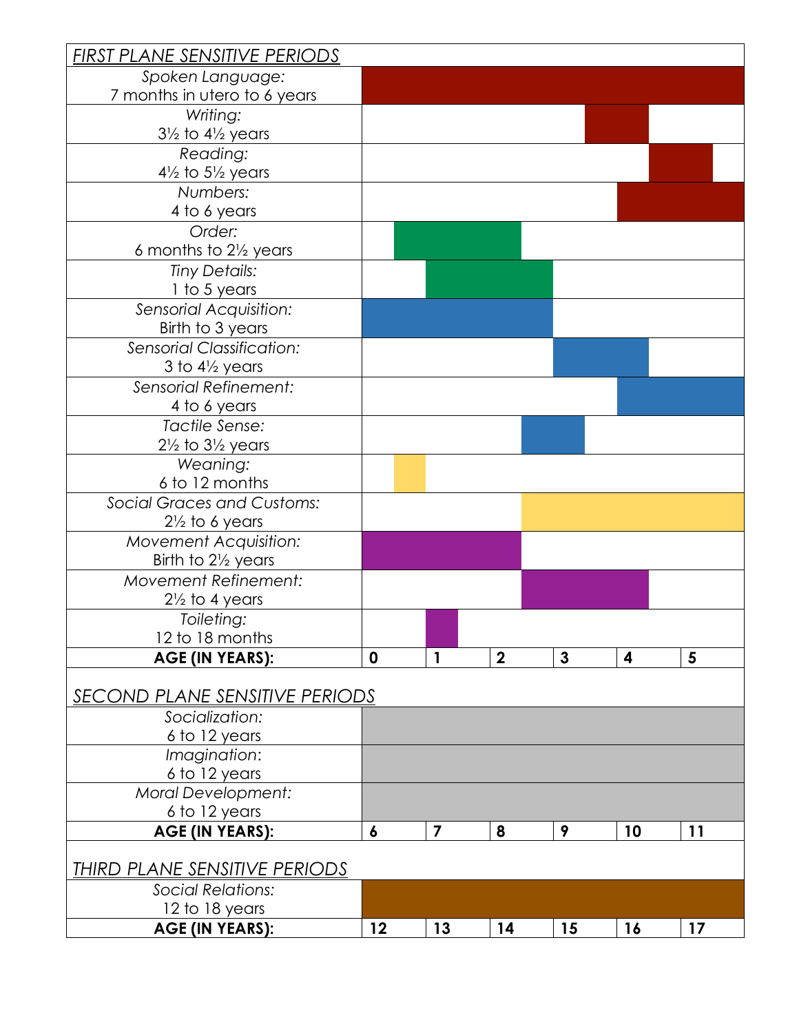*FIRST PLANE SENSITIVE PERIODS*

*Spoken Language:*
7 months in utero to 6 years

*Writing:*
3½ to 4½ years

*Reading:*
4½ to 5½ years

*Numbers:*
4 to 6 years

*Order:*
6 months to 2½ years

*Tiny Details:*
1 to 5 years

*Sensorial Acquisition:*
Birth to 3 years

*Sensorial Classification:*
3 to 4½ years

*Sensorial Refinement:*
4 to 6 years

*Tactile Sense:*
2½ to 3½ years

*Weaning:*
6 to 12 months

*Social Graces and Customs:*
2½ to 6 years

*Movement Acquisition:*
Birth to 2½ years

*Movement Refinement:*
2½ to 4 years

*Toileting:*
12 to 18 months

**AGE (IN YEARS):** **0** **1** **2** **3** **4** **5**

*SECOND PLANE SENSITIVE PERIODS*

*Socialization:*
6 to 12 years

*Imagination:*
6 to 12 years

*Moral Development:*
6 to 12 years

**AGE (IN YEARS):** **6** **7** **8** **9** **10** **11**

*THIRD PLANE SENSITIVE PERIODS*

*Social Relations:*
12 to 18 years

**AGE (IN YEARS):** **12** **13** **14** **15** **16** **17**